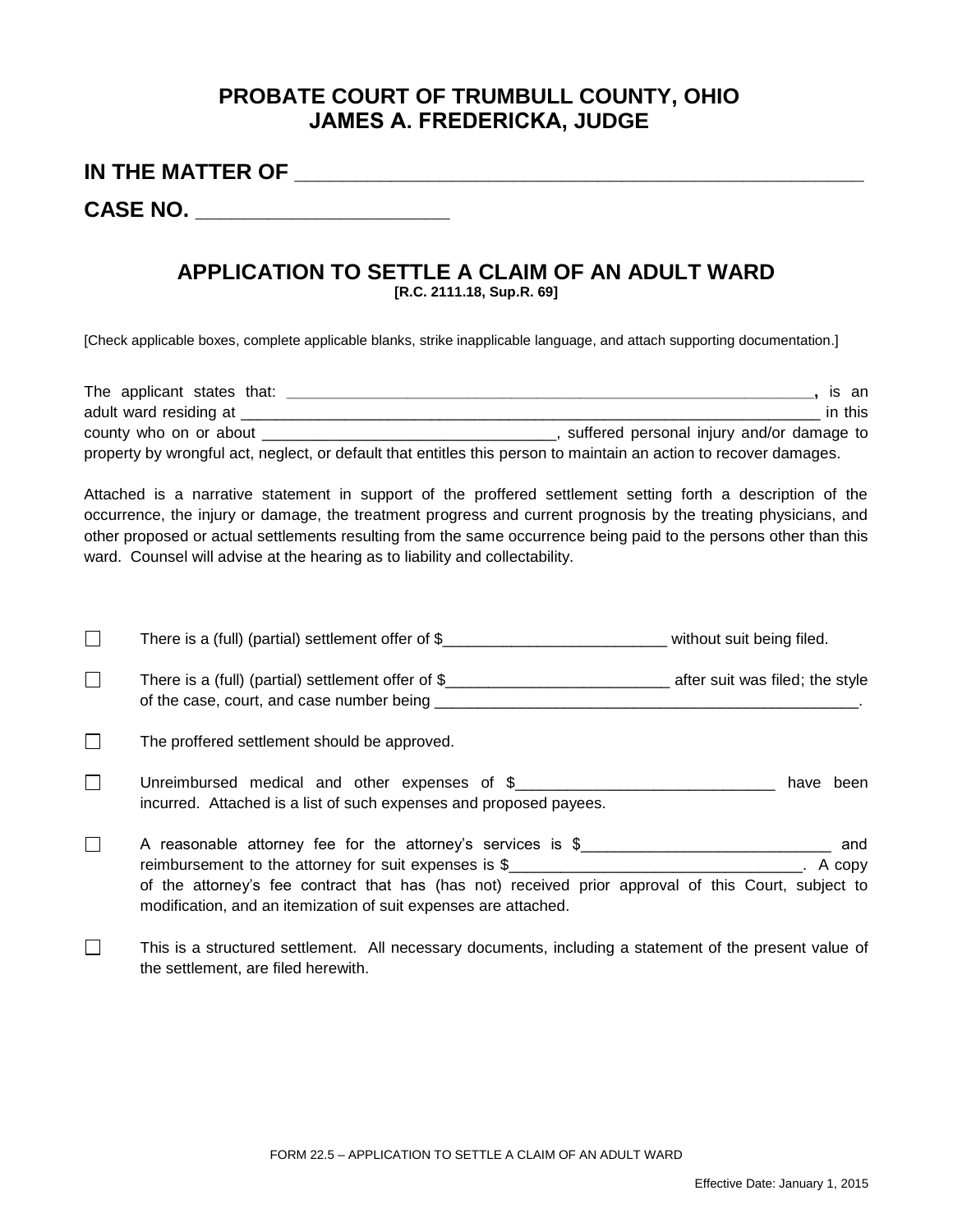# PROBATE COURT OF TRUMBULL COUNTY, OHIO
# JAMES A. FREDERICKA, JUDGE

**IN THE MATTER OF ______________________________________________________**

**CASE NO. ______________________**

## APPLICATION TO SETTLE A CLAIM OF AN ADULT WARD

**[R.C. 2111.18, Sup.R. 69]**

[Check applicable boxes, complete applicable blanks, strike inapplicable language, and attach supporting documentation.]

The applicant states that: ______________________________________________________**,** is an adult ward residing at ____________________________________________________________________ in this county who on or about __________________________________, suffered personal injury and/or damage to property by wrongful act, neglect, or default that entitles this person to maintain an action to recover damages.

Attached is a narrative statement in support of the proffered settlement setting forth a description of the occurrence, the injury or damage, the treatment progress and current prognosis by the treating physicians, and other proposed or actual settlements resulting from the same occurrence being paid to the persons other than this ward. Counsel will advise at the hearing as to liability and collectability.

☐ There is a (full) (partial) settlement offer of $_________________________ without suit being filed.

☐ There is a (full) (partial) settlement offer of $_________________________ after suit was filed; the style of the case, court, and case number being ___________________________________________________.

☐ The proffered settlement should be approved.

☐ Unreimbursed medical and other expenses of $_____________________________ have been incurred. Attached is a list of such expenses and proposed payees.

☐ A reasonable attorney fee for the attorney's services is $____________________________ and reimbursement to the attorney for suit expenses is $_________________________________. A copy of the attorney's fee contract that has (has not) received prior approval of this Court, subject to modification, and an itemization of suit expenses are attached.

☐ This is a structured settlement. All necessary documents, including a statement of the present value of the settlement, are filed herewith.

FORM 22.5 – APPLICATION TO SETTLE A CLAIM OF AN ADULT WARD

Effective Date: January 1, 2015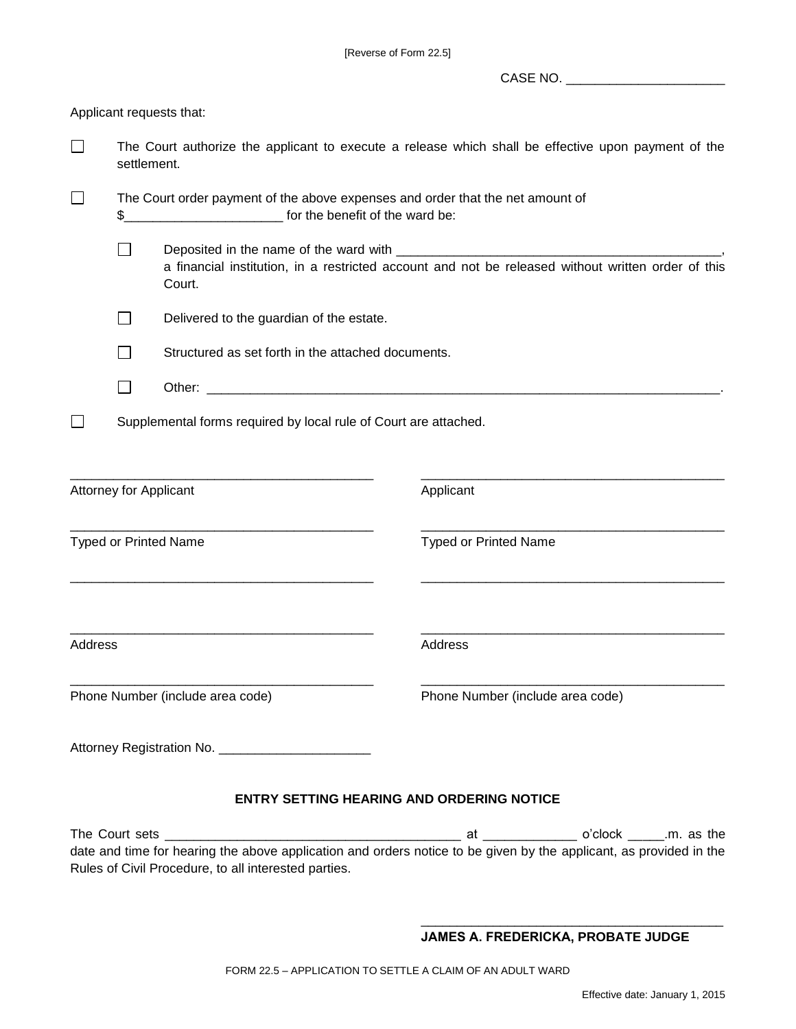[Reverse of Form 22.5]

CASE NO. _____________________

Applicant requests that:

☐ The Court authorize the applicant to execute a release which shall be effective upon payment of the settlement.

☐ The Court order payment of the above expenses and order that the net amount of $_____________________ for the benefit of the ward be:

- ☐ Deposited in the name of the ward with _____________________________________________, a financial institution, in a restricted account and not be released without written order of this Court.
- ☐ Delivered to the guardian of the estate.
- ☐ Structured as set forth in the attached documents.
- ☐ Other: ___________________________________________________________________________.

☐ Supplemental forms required by local rule of Court are attached.

| | |
|---|---|
| ___________________________________________ | ___________________________________________ |
| Attorney for Applicant | Applicant |
| ___________________________________________ | ___________________________________________ |
| Typed or Printed Name | Typed or Printed Name |
| ___________________________________________ | ___________________________________________ |
| ___________________________________________ | ___________________________________________ |
| Address | Address |
| ___________________________________________ | ___________________________________________ |
| Phone Number (include area code) | Phone Number (include area code) |

Attorney Registration No. _____________________

### ENTRY SETTING HEARING AND ORDERING NOTICE

The Court sets _________________________________________ at _____________ o'clock _____.m. as the date and time for hearing the above application and orders notice to be given by the applicant, as provided in the Rules of Civil Procedure, to all interested parties.

___________________________________________
**JAMES A. FREDERICKA, PROBATE JUDGE**

FORM 22.5 – APPLICATION TO SETTLE A CLAIM OF AN ADULT WARD

Effective date: January 1, 2015